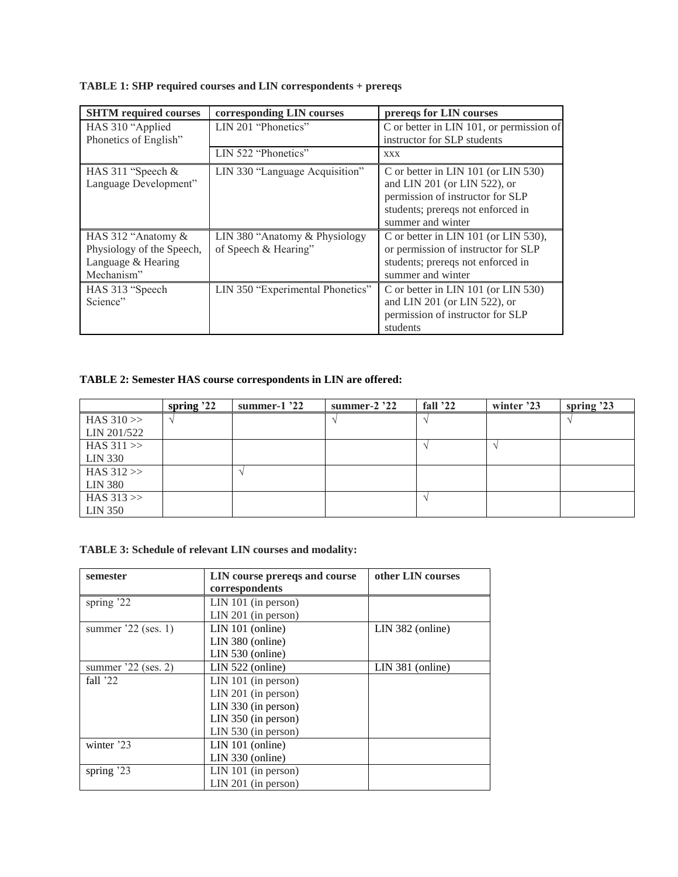**TABLE 1: SHP required courses and LIN correspondents + prereqs**

| SHTM required courses | corresponding LIN courses | prereqs for LIN courses |
|---|---|---|
| HAS 310 "Applied Phonetics of English" | LIN 201 "Phonetics" | C or better in LIN 101, or permission of instructor for SLP students |
| | LIN 522 "Phonetics" | xxx |
| HAS 311 "Speech & Language Development" | LIN 330 "Language Acquisition" | C or better in LIN 101 (or LIN 530) and LIN 201 (or LIN 522), or permission of instructor for SLP students; prereqs not enforced in summer and winter |
| HAS 312 "Anatomy & Physiology of the Speech, Language & Hearing Mechanism" | LIN 380 "Anatomy & Physiology of Speech & Hearing" | C or better in LIN 101 (or LIN 530), or permission of instructor for SLP students; prereqs not enforced in summer and winter |
| HAS 313 "Speech Science" | LIN 350 "Experimental Phonetics" | C or better in LIN 101 (or LIN 530) and LIN 201 (or LIN 522), or permission of instructor for SLP students |

**TABLE 2: Semester HAS course correspondents in LIN are offered:**

| | spring '22 | summer-1 '22 | summer-2 '22 | fall '22 | winter '23 | spring '23 |
|---|---|---|---|---|---|---|
| HAS 310 >> LIN 201/522 | √ | | √ | √ | | √ |
| HAS 311 >> LIN 330 | | | | √ | √ | |
| HAS 312 >> LIN 380 | | √ | | | | |
| HAS 313 >> LIN 350 | | | | √ | | |

**TABLE 3: Schedule of relevant LIN courses and modality:**

| semester | LIN course prereqs and course correspondents | other LIN courses |
|---|---|---|
| spring '22 | LIN 101 (in person)<br>LIN 201 (in person) | |
| summer '22 (ses. 1) | LIN 101 (online)<br>LIN 380 (online)<br>LIN 530 (online) | LIN 382 (online) |
| summer '22 (ses. 2) | LIN 522 (online) | LIN 381 (online) |
| fall '22 | LIN 101 (in person)<br>LIN 201 (in person)<br>LIN 330 (in person)<br>LIN 350 (in person)<br>LIN 530 (in person) | |
| winter '23 | LIN 101 (online)<br>LIN 330 (online) | |
| spring '23 | LIN 101 (in person)<br>LIN 201 (in person) | |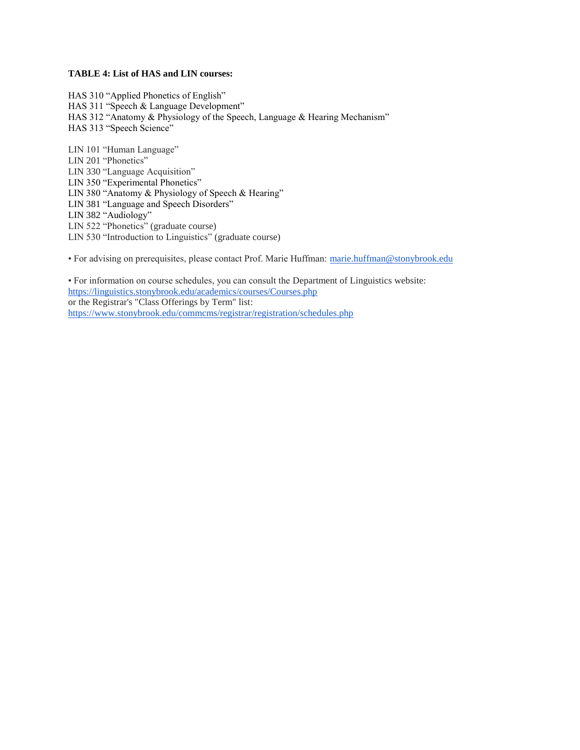**TABLE 4: List of HAS and LIN courses:**

HAS 310 “Applied Phonetics of English”
HAS 311 “Speech & Language Development”
HAS 312 “Anatomy & Physiology of the Speech, Language & Hearing Mechanism”
HAS 313 “Speech Science”

LIN 101 “Human Language”
LIN 201 “Phonetics”
LIN 330 “Language Acquisition”
LIN 350 “Experimental Phonetics”
LIN 380 “Anatomy & Physiology of Speech & Hearing”
LIN 381 “Language and Speech Disorders”
LIN 382 “Audiology”
LIN 522 “Phonetics” (graduate course)
LIN 530 “Introduction to Linguistics” (graduate course)

• For advising on prerequisites, please contact Prof. Marie Huffman: marie.huffman@stonybrook.edu

• For information on course schedules, you can consult the Department of Linguistics website:
https://linguistics.stonybrook.edu/academics/courses/Courses.php
or the Registrar's "Class Offerings by Term" list:
https://www.stonybrook.edu/commcms/registrar/registration/schedules.php